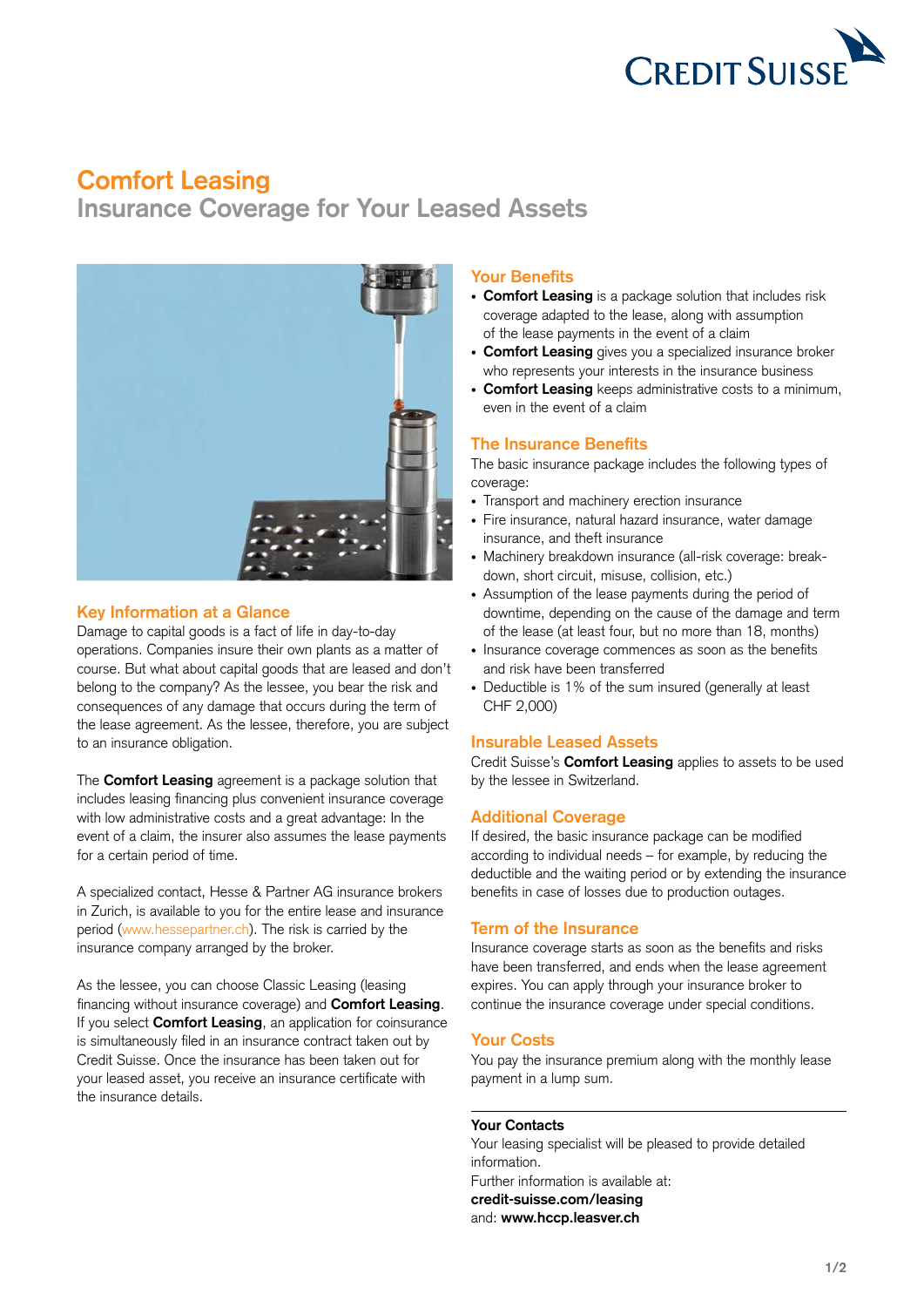# Comfort Leasing

## Insurance Coverage for Your Leased Assets

### Key Information at a Glance

Damage to capital goods is a fact of life in day-to-day operations. Companies insure their own plants as a matter of course. But what about capital goods that are leased and don't belong to the company? As the lessee, you bear the risk and consequences of any damage that occurs during the term of the lease agreement. As the lessee, therefore, you are subject to an insurance obligation.

The **Comfort Leasing** agreement is a package solution that includes leasing financing plus convenient insurance coverage with low administrative costs and a great advantage: In the event of a claim, the insurer also assumes the lease payments for a certain period of time.

A specialized contact, Hesse & Partner AG insurance brokers in Zurich, is available to you for the entire lease and insurance period (www.hessepartner.ch). The risk is carried by the insurance company arranged by the broker.

As the lessee, you can choose Classic Leasing (leasing financing without insurance coverage) and **Comfort Leasing**. If you select **Comfort Leasing**, an application for coinsurance is simultaneously filed in an insurance contract taken out by Credit Suisse. Once the insurance has been taken out for your leased asset, you receive an insurance certificate with the insurance details.

### Your Benefits

- **Comfort Leasing** is a package solution that includes risk coverage adapted to the lease, along with assumption of the lease payments in the event of a claim
- **Comfort Leasing** gives you a specialized insurance broker who represents your interests in the insurance business
- **Comfort Leasing** keeps administrative costs to a minimum, even in the event of a claim

### The Insurance Benefits

The basic insurance package includes the following types of coverage:

- Transport and machinery erection insurance
- Fire insurance, natural hazard insurance, water damage insurance, and theft insurance
- Machinery breakdown insurance (all-risk coverage: breakdown, short circuit, misuse, collision, etc.)
- Assumption of the lease payments during the period of downtime, depending on the cause of the damage and term of the lease (at least four, but no more than 18, months)
- Insurance coverage commences as soon as the benefits and risk have been transferred
- Deductible is 1% of the sum insured (generally at least CHF 2,000)

### Insurable Leased Assets

Credit Suisse's **Comfort Leasing** applies to assets to be used by the lessee in Switzerland.

### Additional Coverage

If desired, the basic insurance package can be modified according to individual needs – for example, by reducing the deductible and the waiting period or by extending the insurance benefits in case of losses due to production outages.

### Term of the Insurance

Insurance coverage starts as soon as the benefits and risks have been transferred, and ends when the lease agreement expires. You can apply through your insurance broker to continue the insurance coverage under special conditions.

### Your Costs

You pay the insurance premium along with the monthly lease payment in a lump sum.

**Your Contacts**

Your leasing specialist will be pleased to provide detailed information.

Further information is available at:
**credit-suisse.com/leasing**
and: **www.hccp.leasver.ch**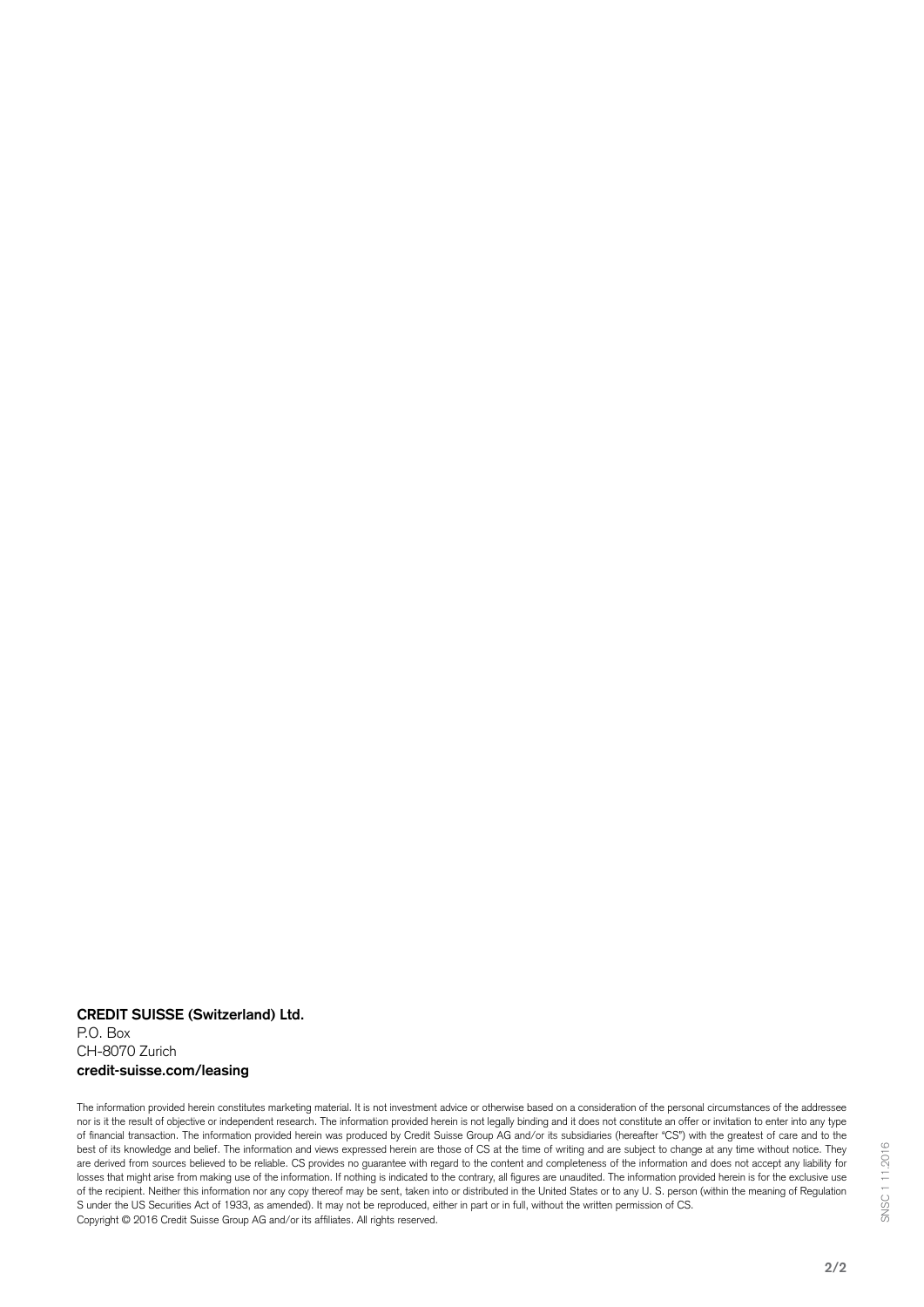**CREDIT SUISSE (Switzerland) Ltd.**
P.O. Box
CH-8070 Zurich
**credit-suisse.com/leasing**

The information provided herein constitutes marketing material. It is not investment advice or otherwise based on a consideration of the personal circumstances of the addressee nor is it the result of objective or independent research. The information provided herein is not legally binding and it does not constitute an offer or invitation to enter into any type of financial transaction. The information provided herein was produced by Credit Suisse Group AG and/or its subsidiaries (hereafter "CS") with the greatest of care and to the best of its knowledge and belief. The information and views expressed herein are those of CS at the time of writing and are subject to change at any time without notice. They are derived from sources believed to be reliable. CS provides no guarantee with regard to the content and completeness of the information and does not accept any liability for losses that might arise from making use of the information. If nothing is indicated to the contrary, all figures are unaudited. The information provided herein is for the exclusive use of the recipient. Neither this information nor any copy thereof may be sent, taken into or distributed in the United States or to any U. S. person (within the meaning of Regulation S under the US Securities Act of 1933, as amended). It may not be reproduced, either in part or in full, without the written permission of CS.
Copyright © 2016 Credit Suisse Group AG and/or its affiliates. All rights reserved.

SNSC 1 11.2016